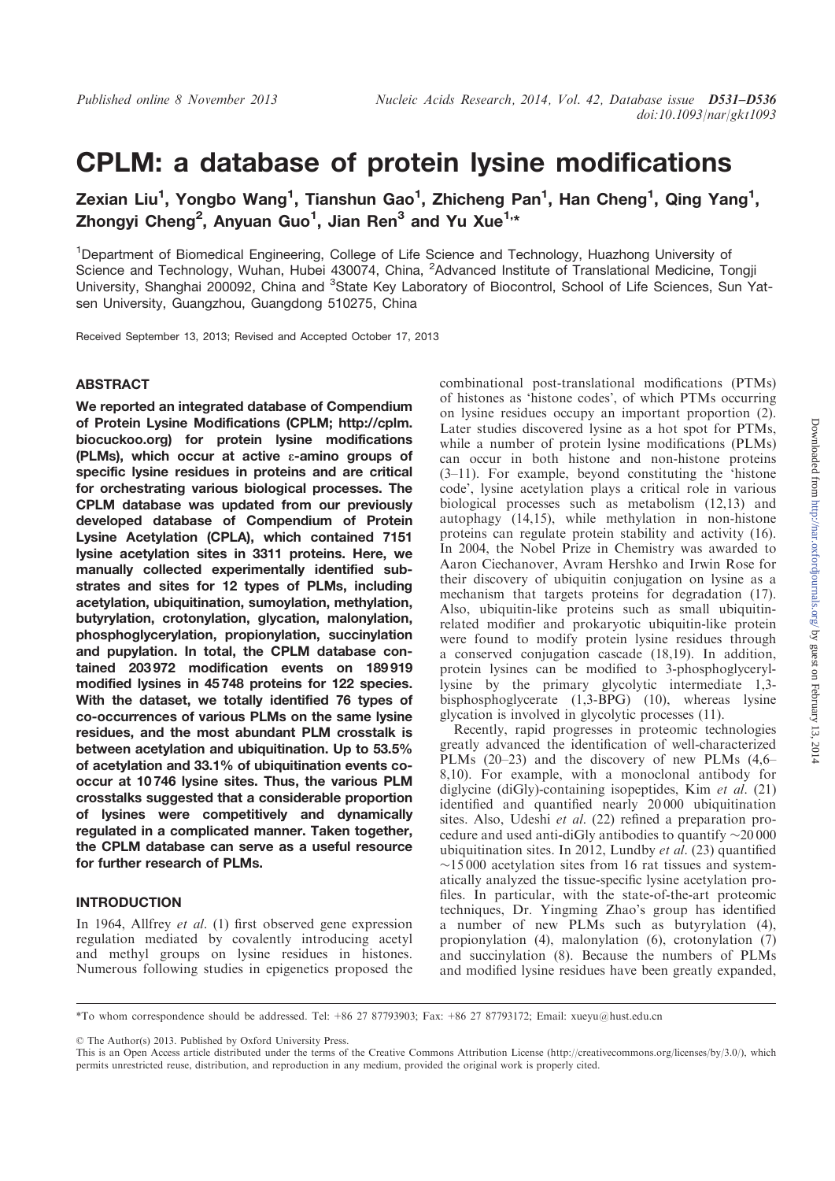# CPLM: a database of protein lysine modifications

Zexian Liu[1], Yongbo Wang[1], Tianshun Gao[1], Zhicheng Pan[1], Han Cheng[1], Qing Yang[1], Zhongyi Cheng[2], Anyuan Guo[1], Jian Ren[3] and Yu Xue[1,*]

[1]Department of Biomedical Engineering, College of Life Science and Technology, Huazhong University of Science and Technology, Wuhan, Hubei 430074, China, [2]Advanced Institute of Translational Medicine, Tongji University, Shanghai 200092, China and [3]State Key Laboratory of Biocontrol, School of Life Sciences, Sun Yat-sen University, Guangzhou, Guangdong 510275, China

Received September 13, 2013; Revised and Accepted October 17, 2013

## ABSTRACT

**We reported an integrated database of Compendium of Protein Lysine Modifications (CPLM; http://cplm.biocuckoo.org) for protein lysine modifications (PLMs), which occur at active ε-amino groups of specific lysine residues in proteins and are critical for orchestrating various biological processes. The CPLM database was updated from our previously developed database of Compendium of Protein Lysine Acetylation (CPLA), which contained 7151 lysine acetylation sites in 3311 proteins. Here, we manually collected experimentally identified substrates and sites for 12 types of PLMs, including acetylation, ubiquitination, sumoylation, methylation, butyrylation, crotonylation, glycation, malonylation, phosphoglycerylation, propionylation, succinylation and pupylation. In total, the CPLM database contained 203 972 modification events on 189 919 modified lysines in 45 748 proteins for 122 species. With the dataset, we totally identified 76 types of co-occurrences of various PLMs on the same lysine residues, and the most abundant PLM crosstalk is between acetylation and ubiquitination. Up to 53.5% of acetylation and 33.1% of ubiquitination events co-occur at 10 746 lysine sites. Thus, the various PLM crosstalks suggested that a considerable proportion of lysines were competitively and dynamically regulated in a complicated manner. Taken together, the CPLM database can serve as a useful resource for further research of PLMs.**

## INTRODUCTION

In 1964, Allfrey *et al*. (1) first observed gene expression regulation mediated by covalently introducing acetyl and methyl groups on lysine residues in histones. Numerous following studies in epigenetics proposed the combinational post-translational modifications (PTMs) of histones as 'histone codes', of which PTMs occurring on lysine residues occupy an important proportion (2). Later studies discovered lysine as a hot spot for PTMs, while a number of protein lysine modifications (PLMs) can occur in both histone and non-histone proteins (3–11). For example, beyond constituting the 'histone code', lysine acetylation plays a critical role in various biological processes such as metabolism (12,13) and autophagy (14,15), while methylation in non-histone proteins can regulate protein stability and activity (16). In 2004, the Nobel Prize in Chemistry was awarded to Aaron Ciechanover, Avram Hershko and Irwin Rose for their discovery of ubiquitin conjugation on lysine as a mechanism that targets proteins for degradation (17). Also, ubiquitin-like proteins such as small ubiquitin-related modifier and prokaryotic ubiquitin-like protein were found to modify protein lysine residues through a conserved conjugation cascade (18,19). In addition, protein lysines can be modified to 3-phosphoglyceryl-lysine by the primary glycolytic intermediate 1,3-bisphosphoglycerate (1,3-BPG) (10), whereas lysine glycation is involved in glycolytic processes (11).

Recently, rapid progresses in proteomic technologies greatly advanced the identification of well-characterized PLMs (20–23) and the discovery of new PLMs (4,6–8,10). For example, with a monoclonal antibody for diglycine (diGly)-containing isopeptides, Kim *et al*. (21) identified and quantified nearly 20 000 ubiquitination sites. Also, Udeshi *et al*. (22) refined a preparation procedure and used anti-diGly antibodies to quantify ~20 000 ubiquitination sites. In 2012, Lundby *et al*. (23) quantified ~15 000 acetylation sites from 16 rat tissues and systematically analyzed the tissue-specific lysine acetylation profiles. In particular, with the state-of-the-art proteomic techniques, Dr. Yingming Zhao's group has identified a number of new PLMs such as butyrylation (4), propionylation (4), malonylation (6), crotonylation (7) and succinylation (8). Because the numbers of PLMs and modified lysine residues have been greatly expanded,

*To whom correspondence should be addressed. Tel: +86 27 87793903; Fax: +86 27 87793172; Email: xueyu@hust.edu.cn

© The Author(s) 2013. Published by Oxford University Press.
This is an Open Access article distributed under the terms of the Creative Commons Attribution License (http://creativecommons.org/licenses/by/3.0/), which permits unrestricted reuse, distribution, and reproduction in any medium, provided the original work is properly cited.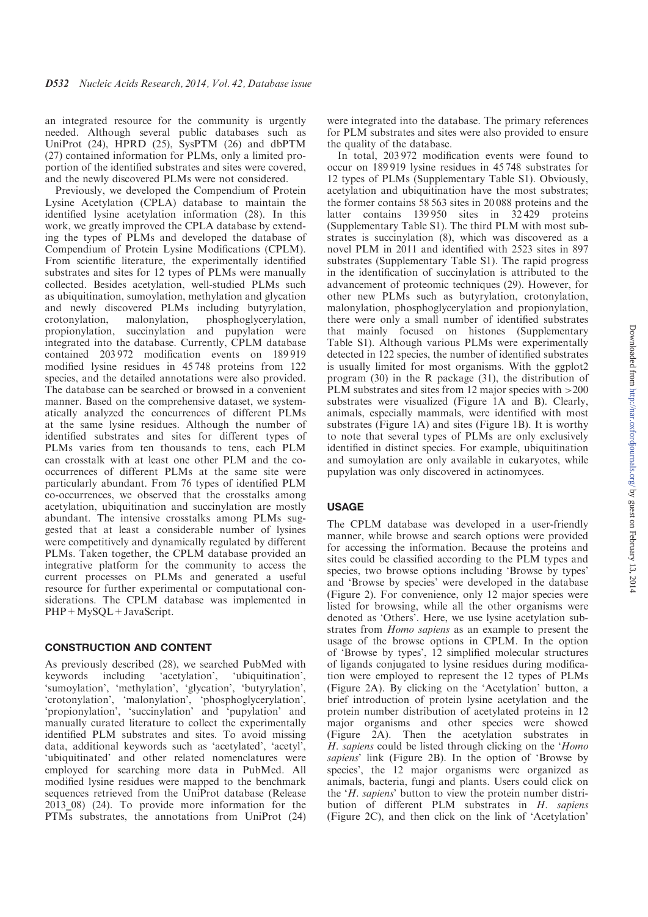an integrated resource for the community is urgently needed. Although several public databases such as UniProt (24), HPRD (25), SysPTM (26) and dbPTM (27) contained information for PLMs, only a limited proportion of the identified substrates and sites were covered, and the newly discovered PLMs were not considered.

Previously, we developed the Compendium of Protein Lysine Acetylation (CPLA) database to maintain the identified lysine acetylation information (28). In this work, we greatly improved the CPLA database by extending the types of PLMs and developed the database of Compendium of Protein Lysine Modifications (CPLM). From scientific literature, the experimentally identified substrates and sites for 12 types of PLMs were manually collected. Besides acetylation, well-studied PLMs such as ubiquitination, sumoylation, methylation and glycation and newly discovered PLMs including butyrylation, crotonylation, malonylation, phosphoglycerylation, propionylation, succinylation and pupylation were integrated into the database. Currently, CPLM database contained 203 972 modification events on 189 919 modified lysine residues in 45 748 proteins from 122 species, and the detailed annotations were also provided. The database can be searched or browsed in a convenient manner. Based on the comprehensive dataset, we systematically analyzed the concurrences of different PLMs at the same lysine residues. Although the number of identified substrates and sites for different types of PLMs varies from ten thousands to tens, each PLM can crosstalk with at least one other PLM and the co-occurrences of different PLMs at the same site were particularly abundant. From 76 types of identified PLM co-occurrences, we observed that the crosstalks among acetylation, ubiquitination and succinylation are mostly abundant. The intensive crosstalks among PLMs suggested that at least a considerable number of lysines were competitively and dynamically regulated by different PLMs. Taken together, the CPLM database provided an integrative platform for the community to access the current processes on PLMs and generated a useful resource for further experimental or computational considerations. The CPLM database was implemented in PHP + MySQL + JavaScript.

## CONSTRUCTION AND CONTENT

As previously described (28), we searched PubMed with keywords including 'acetylation', 'ubiquitination', 'sumoylation', 'methylation', 'glycation', 'butyrylation', 'crotonylation', 'malonylation', 'phosphoglycerylation', 'propionylation', 'succinylation' and 'pupylation' and manually curated literature to collect the experimentally identified PLM substrates and sites. To avoid missing data, additional keywords such as 'acetylated', 'acetyl', 'ubiquitinated' and other related nomenclatures were employed for searching more data in PubMed. All modified lysine residues were mapped to the benchmark sequences retrieved from the UniProt database (Release 2013_08) (24). To provide more information for the PTMs substrates, the annotations from UniProt (24) were integrated into the database. The primary references for PLM substrates and sites were also provided to ensure the quality of the database.

In total, 203 972 modification events were found to occur on 189 919 lysine residues in 45 748 substrates for 12 types of PLMs (Supplementary Table S1). Obviously, acetylation and ubiquitination have the most substrates; the former contains 58 563 sites in 20 088 proteins and the latter contains 139 950 sites in 32 429 proteins (Supplementary Table S1). The third PLM with most substrates is succinylation (8), which was discovered as a novel PLM in 2011 and identified with 2523 sites in 897 substrates (Supplementary Table S1). The rapid progress in the identification of succinylation is attributed to the advancement of proteomic techniques (29). However, for other new PLMs such as butyrylation, crotonylation, malonylation, phosphoglycerylation and propionylation, there were only a small number of identified substrates that mainly focused on histones (Supplementary Table S1). Although various PLMs were experimentally detected in 122 species, the number of identified substrates is usually limited for most organisms. With the ggplot2 program (30) in the R package (31), the distribution of PLM substrates and sites from 12 major species with >200 substrates were visualized (Figure 1A and B). Clearly, animals, especially mammals, were identified with most substrates (Figure 1A) and sites (Figure 1B). It is worthy to note that several types of PLMs are only exclusively identified in distinct species. For example, ubiquitination and sumoylation are only available in eukaryotes, while pupylation was only discovered in actinomyces.

## USAGE

The CPLM database was developed in a user-friendly manner, while browse and search options were provided for accessing the information. Because the proteins and sites could be classified according to the PLM types and species, two browse options including 'Browse by types' and 'Browse by species' were developed in the database (Figure 2). For convenience, only 12 major species were listed for browsing, while all the other organisms were denoted as 'Others'. Here, we use lysine acetylation substrates from *Homo sapiens* as an example to present the usage of the browse options in CPLM. In the option of 'Browse by types', 12 simplified molecular structures of ligands conjugated to lysine residues during modification were employed to represent the 12 types of PLMs (Figure 2A). By clicking on the 'Acetylation' button, a brief introduction of protein lysine acetylation and the protein number distribution of acetylated proteins in 12 major organisms and other species were showed (Figure 2A). Then the acetylation substrates in *H. sapiens* could be listed through clicking on the '*Homo sapiens*' link (Figure 2B). In the option of 'Browse by species', the 12 major organisms were organized as animals, bacteria, fungi and plants. Users could click on the '*H. sapiens*' button to view the protein number distribution of different PLM substrates in *H. sapiens* (Figure 2C), and then click on the link of 'Acetylation'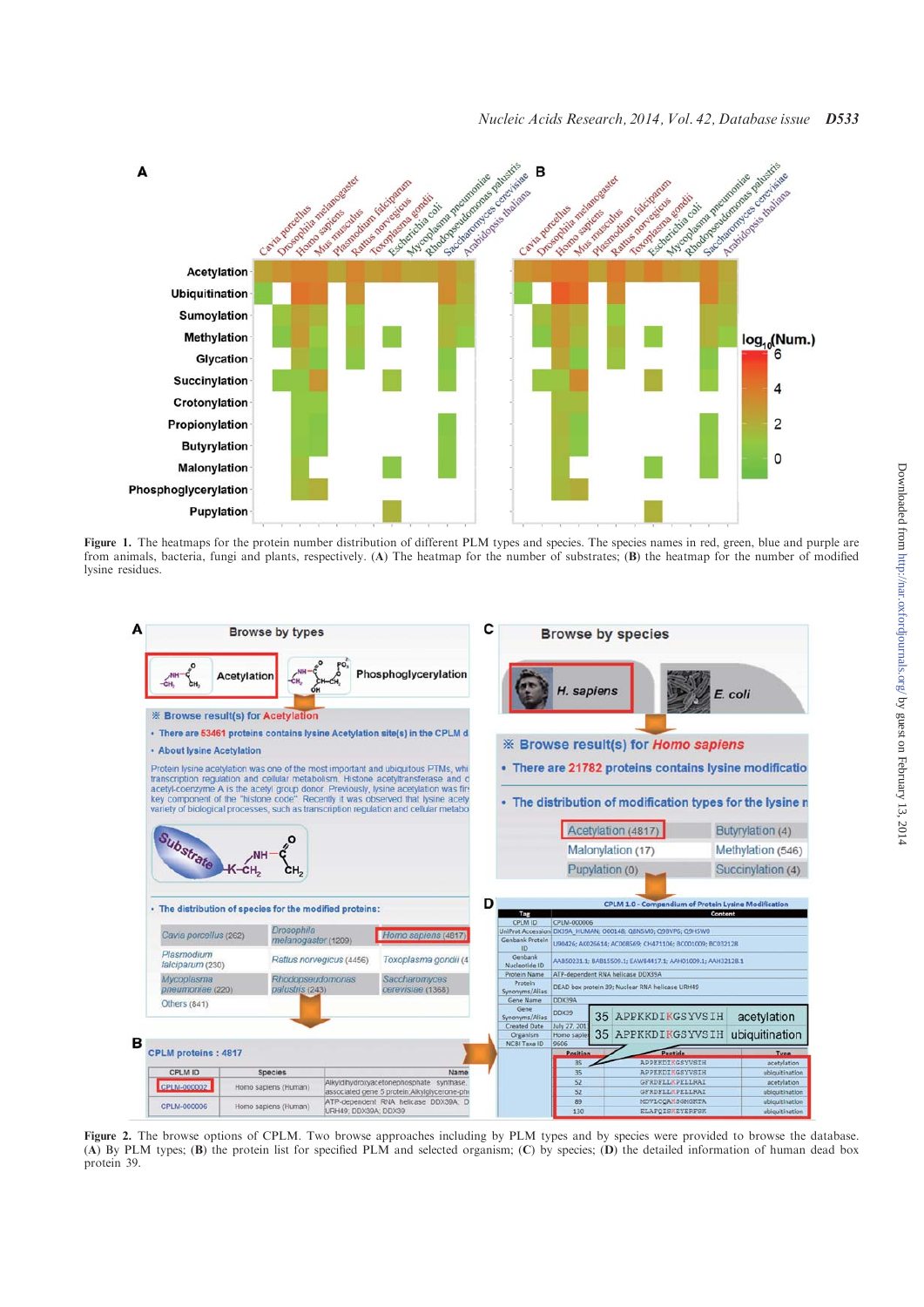**Figure 1.** The heatmaps for the protein number distribution of different PLM types and species. The species names in red, green, blue and purple are from animals, bacteria, fungi and plants, respectively. (**A**) The heatmap for the number of substrates; (**B**) the heatmap for the number of modified lysine residues.

**Figure 2.** The browse options of CPLM. Two browse approaches including by PLM types and by species were provided to browse the database. (**A**) By PLM types; (**B**) the protein list for specified PLM and selected organism; (**C**) by species; (**D**) the detailed information of human dead box protein 39.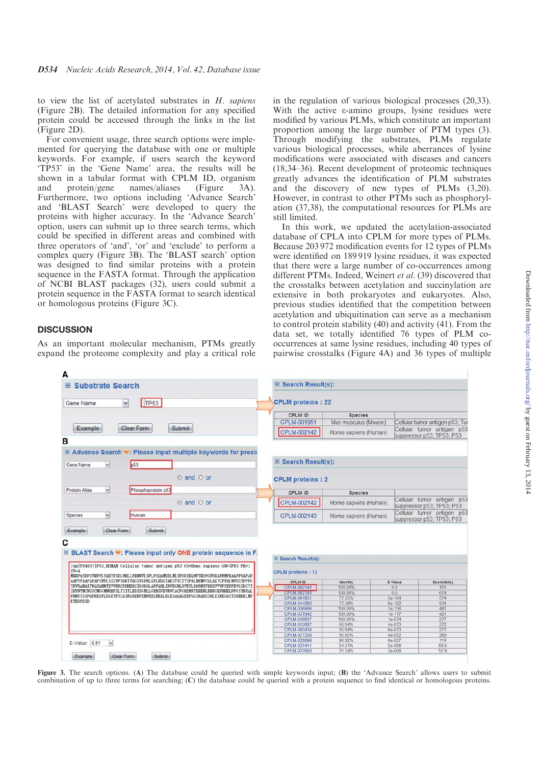to view the list of acetylated substrates in *H. sapiens* (Figure 2B). The detailed information for any specified protein could be accessed through the links in the list (Figure 2D).

For convenient usage, three search options were implemented for querying the database with one or multiple keywords. For example, if users search the keyword 'TP53' in the 'Gene Name' area, the results will be shown in a tabular format with CPLM ID, organism and protein/gene names/aliases (Figure 3A). Furthermore, two options including 'Advance Search' and 'BLAST Search' were developed to query the proteins with higher accuracy. In the 'Advance Search' option, users can submit up to three search terms, which could be specified in different areas and combined with three operators of 'and', 'or' and 'exclude' to perform a complex query (Figure 3B). The 'BLAST search' option was designed to find similar proteins with a protein sequence in the FASTA format. Through the application of NCBI BLAST packages (32), users could submit a protein sequence in the FASTA format to search identical or homologous proteins (Figure 3C).

## DISCUSSION

As an important molecular mechanism, PTMs greatly expand the proteome complexity and play a critical role in the regulation of various biological processes (20,33). With the active ε-amino groups, lysine residues were modified by various PLMs, which constitute an important proportion among the large number of PTM types (3). Through modifying the substrates, PLMs regulate various biological processes, while aberrances of lysine modifications were associated with diseases and cancers (18,34–36). Recent development of proteomic techniques greatly advances the identification of PLM substrates and the discovery of new types of PLMs (3,20). However, in contrast to other PTMs such as phosphorylation (37,38), the computational resources for PLMs are still limited.

In this work, we updated the acetylation-associated database of CPLA into CPLM for more types of PLMs. Because 203 972 modification events for 12 types of PLMs were identified on 189 919 lysine residues, it was expected that there were a large number of co-occurrences among different PTMs. Indeed, Weinert *et al.* (39) discovered that the crosstalks between acetylation and succinylation are extensive in both prokaryotes and eukaryotes. Also, previous studies identified that the competition between acetylation and ubiquitination can serve as a mechanism to control protein stability (40) and activity (41). From the data set, we totally identified 76 types of PLM co-occurrences at same lysine residues, including 40 types of pairwise crosstalks (Figure 4A) and 36 types of multiple

**Figure 3.** The search options. (**A**) The database could be queried with simple keywords input; (**B**) the 'Advance Search' allows users to submit combination of up to three terms for searching; (**C**) the database could be queried with a protein sequence to find identical or homologous proteins.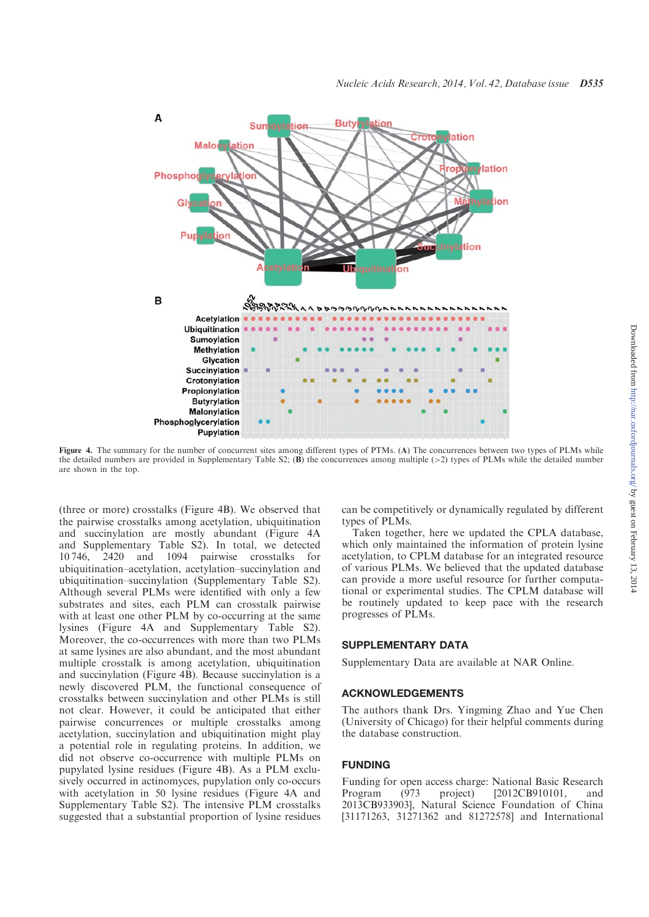**Figure 4.** The summary for the number of concurrent sites among different types of PTMs. (**A**) The concurrences between two types of PLMs while the detailed numbers are provided in Supplementary Table S2; (**B**) the concurrences among multiple (>2) types of PLMs while the detailed number are shown in the top.

(three or more) crosstalks (Figure 4B). We observed that the pairwise crosstalks among acetylation, ubiquitination and succinylation are mostly abundant (Figure 4A and Supplementary Table S2). In total, we detected 10 746, 2420 and 1094 pairwise crosstalks for ubiquitination–acetylation, acetylation–succinylation and ubiquitination–succinylation (Supplementary Table S2). Although several PLMs were identified with only a few substrates and sites, each PLM can crosstalk pairwise with at least one other PLM by co-occurring at the same lysines (Figure 4A and Supplementary Table S2). Moreover, the co-occurrences with more than two PLMs at same lysines are also abundant, and the most abundant multiple crosstalk is among acetylation, ubiquitination and succinylation (Figure 4B). Because succinylation is a newly discovered PLM, the functional consequence of crosstalks between succinylation and other PLMs is still not clear. However, it could be anticipated that either pairwise concurrences or multiple crosstalks among acetylation, succinylation and ubiquitination might play a potential role in regulating proteins. In addition, we did not observe co-occurrence with multiple PLMs on pupylated lysine residues (Figure 4B). As a PLM exclusively occurred in actinomyces, pupylation only co-occurs with acetylation in 50 lysine residues (Figure 4A and Supplementary Table S2). The intensive PLM crosstalks suggested that a substantial proportion of lysine residues can be competitively or dynamically regulated by different types of PLMs.

Taken together, here we updated the CPLA database, which only maintained the information of protein lysine acetylation, to CPLM database for an integrated resource of various PLMs. We believed that the updated database can provide a more useful resource for further computational or experimental studies. The CPLM database will be routinely updated to keep pace with the research progresses of PLMs.

## SUPPLEMENTARY DATA

Supplementary Data are available at NAR Online.

## ACKNOWLEDGEMENTS

The authors thank Drs. Yingming Zhao and Yue Chen (University of Chicago) for their helpful comments during the database construction.

## FUNDING

Funding for open access charge: National Basic Research Program (973 project) [2012CB910101, and 2013CB933903], Natural Science Foundation of China [31171263, 31271362 and 81272578] and International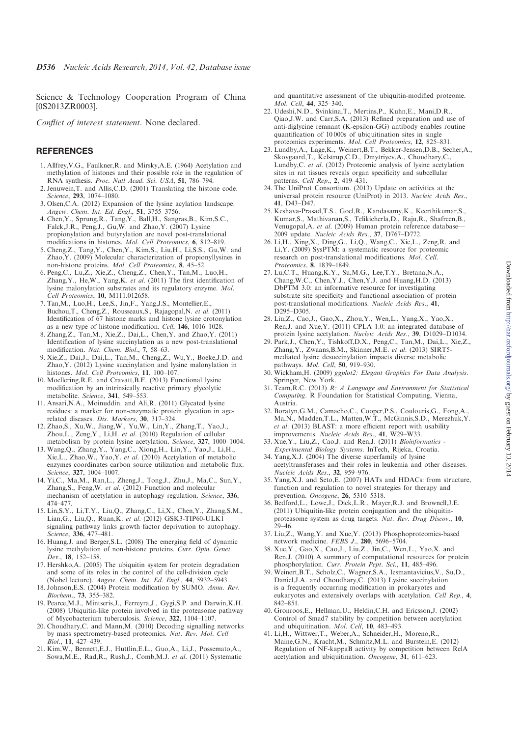Science & Technology Cooperation Program of China [0S2013ZR0003].

*Conflict of interest statement*. None declared.

## REFERENCES

1. Allfrey,V.G., Faulkner,R. and Mirsky,A.E. (1964) Acetylation and methylation of histones and their possible role in the regulation of RNA synthesis. *Proc. Natl Acad. Sci. USA*, **51**, 786–794.
2. Jenuwein,T. and Allis,C.D. (2001) Translating the histone code. *Science*, **293**, 1074–1080.
3. Olsen,C.A. (2012) Expansion of the lysine acylation landscape. *Angew. Chem. Int. Ed. Engl.*, **51**, 3755–3756.
4. Chen,Y., Sprung,R., Tang,Y., Ball,H., Sangras,B., Kim,S.C., Falck,J.R., Peng,J., Gu,W. and Zhao,Y. (2007) Lysine propionylation and butyrylation are novel post-translational modifications in histones. *Mol. Cell Proteomics*, **6**, 812–819.
5. Cheng,Z., Tang,Y., Chen,Y., Kim,S., Liu,H., Li,S.S., Gu,W. and Zhao,Y. (2009) Molecular characterization of propionyllysines in non-histone proteins. *Mol. Cell Proteomics*, **8**, 45–52.
6. Peng,C., Lu,Z., Xie,Z., Cheng,Z., Chen,Y., Tan,M., Luo,H., Zhang,Y., He,W., Yang,K. *et al.* (2011) The first identification of lysine malonylation substrates and its regulatory enzyme. *Mol. Cell Proteomics*, **10**, M111.012658.
7. Tan,M., Luo,H., Lee,S., Jin,F., Yang,J.S., Montellier,E., Buchou,T., Cheng,Z., Rousseaux,S., Rajagopal,N. *et al.* (2011) Identification of 67 histone marks and histone lysine crotonylation as a new type of histone modification. *Cell*, **146**, 1016–1028.
8. Zhang,Z., Tan,M., Xie,Z., Dai,L., Chen,Y. and Zhao,Y. (2011) Identification of lysine succinylation as a new post-translational modification. *Nat. Chem. Biol.*, **7**, 58–63.
9. Xie,Z., Dai,J., Dai,L., Tan,M., Cheng,Z., Wu,Y., Boeke,J.D. and Zhao,Y. (2012) Lysine succinylation and lysine malonylation in histones. *Mol. Cell Proteomics*, **11**, 100–107.
10. Moellering,R.E. and Cravatt,B.F. (2013) Functional lysine modification by an intrinsically reactive primary glycolytic metabolite. *Science*, **341**, 549–553.
11. Ansari,N.A., Moinuddin. and Ali,R. (2011) Glycated lysine residues: a marker for non-enzymatic protein glycation in age-related diseases. *Dis. Markers*, **30**, 317–324.
12. Zhao,S., Xu,W., Jiang,W., Yu,W., Lin,Y., Zhang,T., Yao,J., Zhou,L., Zeng,Y., Li,H. *et al.* (2010) Regulation of cellular metabolism by protein lysine acetylation. *Science*, **327**, 1000–1004.
13. Wang,Q., Zhang,Y., Yang,C., Xiong,H., Lin,Y., Yao,J., Li,H., Xie,L., Zhao,W., Yao,Y. *et al.* (2010) Acetylation of metabolic enzymes coordinates carbon source utilization and metabolic flux. *Science*, **327**, 1004–1007.
14. Yi,C., Ma,M., Ran,L., Zheng,J., Tong,J., Zhu,J., Ma,C., Sun,Y., Zhang,S., Feng,W. *et al.* (2012) Function and molecular mechanism of acetylation in autophagy regulation. *Science*, **336**, 474–477.
15. Lin,S.Y., Li,T.Y., Liu,Q., Zhang,C., Li,X., Chen,Y., Zhang,S.M., Lian,G., Liu,Q., Ruan,K. *et al.* (2012) GSK3-TIP60-ULK1 signaling pathway links growth factor deprivation to autophagy. *Science*, **336**, 477–481.
16. Huang,J. and Berger,S.L. (2008) The emerging field of dynamic lysine methylation of non-histone proteins. *Curr. Opin. Genet. Dev.*, **18**, 152–158.
17. Hershko,A. (2005) The ubiquitin system for protein degradation and some of its roles in the control of the cell-division cycle (Nobel lecture). *Angew. Chem. Int. Ed. Engl.*, **44**, 5932–5943.
18. Johnson,E.S. (2004) Protein modification by SUMO. *Annu. Rev. Biochem.*, **73**, 355–382.
19. Pearce,M.J., Mintseris,J., Ferreyra,J., Gygi,S.P. and Darwin,K.H. (2008) Ubiquitin-like protein involved in the proteasome pathway of Mycobacterium tuberculosis. *Science*, **322**, 1104–1107.
20. Choudhary,C. and Mann,M. (2010) Decoding signalling networks by mass spectrometry-based proteomics. *Nat. Rev. Mol. Cell Biol.*, **11**, 427–439.
21. Kim,W., Bennett,E.J., Huttlin,E.L., Guo,A., Li,J., Possemato,A., Sowa,M.E., Rad,R., Rush,J., Comb,M.J. *et al.* (2011) Systematic and quantitative assessment of the ubiquitin-modified proteome. *Mol. Cell*, **44**, 325–340.
22. Udeshi,N.D., Svinkina,T., Mertins,P., Kuhn,E., Mani,D.R., Qiao,J.W. and Carr,S.A. (2013) Refined preparation and use of anti-diglycine remnant (K-epsilon-GG) antibody enables routine quantification of 10 000s of ubiquitination sites in single proteomics experiments. *Mol. Cell Proteomics*, **12**, 825–831.
23. Lundby,A., Lage,K., Weinert,B.T., Bekker-Jensen,D.B., Secher,A., Skovgaard,T., Kelstrup,C.D., Dmytriyev,A., Choudhary,C., Lundby,C. *et al.* (2012) Proteomic analysis of lysine acetylation sites in rat tissues reveals organ specificity and subcellular patterns. *Cell Rep.*, **2**, 419–431.
24. The UniProt Consortium. (2013) Update on activities at the universal protein resource (UniProt) in 2013. *Nucleic Acids Res.*, **41**, D43–D47.
25. Keshava-Prasad,T.S., Goel,R., Kandasamy,K., Keerthikumar,S., Kumar,S., Mathivanan,S., Telikicherla,D., Raju,R., Shafreen,B., Venugopal,A. *et al.* (2009) Human protein reference database—2009 update. *Nucleic Acids Res.*, **37**, D767–D772.
26. Li,H., Xing,X., Ding,G., Li,Q., Wang,C., Xie,L., Zeng,R. and Li,Y. (2009) SysPTM: a systematic resource for proteomic research on post-translational modifications. *Mol. Cell. Proteomics*, **8**, 1839–1849.
27. Lu,C.T., Huang,K.Y., Su,M.G., Lee,T.Y., Bretana,N.A., Chang,W.C., Chen,Y.J., Chen,Y.J. and Huang,H.D. (2013) DbPTM 3.0: an informative resource for investigating substrate site specificity and functional association of protein post-translational modifications. *Nucleic Acids Res.*, **41**, D295–D305.
28. Liu,Z., Cao,J., Gao,X., Zhou,Y., Wen,L., Yang,X., Yao,X., Ren,J. and Xue,Y. (2011) CPLA 1.0: an integrated database of protein lysine acetylation. *Nucleic Acids Res.*, **39**, D1029–D1034.
29. Park,J., Chen,Y., Tishkoff,D.X., Peng,C., Tan,M., Dai,L., Xie,Z., Zhang,Y., Zwaans,B.M., Skinner,M.E. *et al.* (2013) SIRT5-mediated lysine desuccinylation impacts diverse metabolic pathways. *Mol. Cell*, **50**, 919–930.
30. Wickham,H. (2009) *ggplot2: Elegant Graphics For Data Analysis*. Springer, New York.
31. Team,R.C. (2013) *R: A Language and Environment for Statistical Computing*. R Foundation for Statistical Computing, Vienna, Austria.
32. Boratyn,G.M., Camacho,C., Cooper,P.S., Coulouris,G., Fong,A., Ma,N., Madden,T.L., Matten,W.T., McGinnis,S.D., Merezhuk,Y. *et al.* (2013) BLAST: a more efficient report with usability improvements. *Nucleic Acids Res.*, **41**, W29–W33.
33. Xue,Y., Liu,Z., Cao,J. and Ren,J. (2011) *Bioinformatics - Experimental Biology Systems*. InTech, Rijeka, Croatia.
34. Yang,X.J. (2004) The diverse superfamily of lysine acetyltransferases and their roles in leukemia and other diseases. *Nucleic Acids Res.*, **32**, 959–976.
35. Yang,X.J. and Seto,E. (2007) HATs and HDACs: from structure, function and regulation to novel strategies for therapy and prevention. *Oncogene*, **26**, 5310–5318.
36. Bedford,L., Lowe,J., Dick,L.R., Mayer,R.J. and Brownell,J.E. (2011) Ubiquitin-like protein conjugation and the ubiquitin-proteasome system as drug targets. *Nat. Rev. Drug Discov.*, **10**, 29–46.
37. Liu,Z., Wang,Y. and Xue,Y. (2013) Phosphoproteomics-based network medicine. *FEBS J.*, **280**, 5696–5704.
38. Xue,Y., Gao,X., Cao,J., Liu,Z., Jin,C., Wen,L., Yao,X. and Ren,J. (2010) A summary of computational resources for protein phosphorylation. *Curr. Protein Pept. Sci.*, **11**, 485–496.
39. Weinert,B.T., Scholz,C., Wagner,S.A., Iesmantavicius,V., Su,D., Daniel,J.A. and Choudhary,C. (2013) Lysine succinylation is a frequently occurring modification in prokaryotes and eukaryotes and extensively overlaps with acetylation. *Cell Rep.*, **4**, 842–851.
40. Gronroos,E., Hellman,U., Heldin,C.H. and Ericsson,J. (2002) Control of Smad7 stability by competition between acetylation and ubiquitination. *Mol. Cell*, **10**, 483–493.
41. Li,H., Wittwer,T., Weber,A., Schneider,H., Moreno,R., Maine,G.N., Kracht,M., Schmitz,M.L. and Burstein,E. (2012) Regulation of NF-kappaB activity by competition between RelA acetylation and ubiquitination. *Oncogene*, **31**, 611–623.